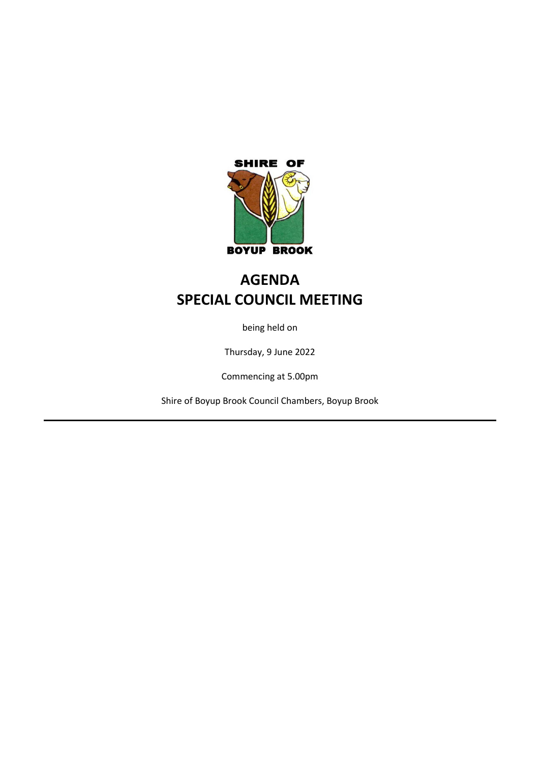SHIRE OF

BOYUP BROOK

# AGENDA
# SPECIAL COUNCIL MEETING

being held on

Thursday, 9 June 2022

Commencing at 5.00pm

Shire of Boyup Brook Council Chambers, Boyup Brook

---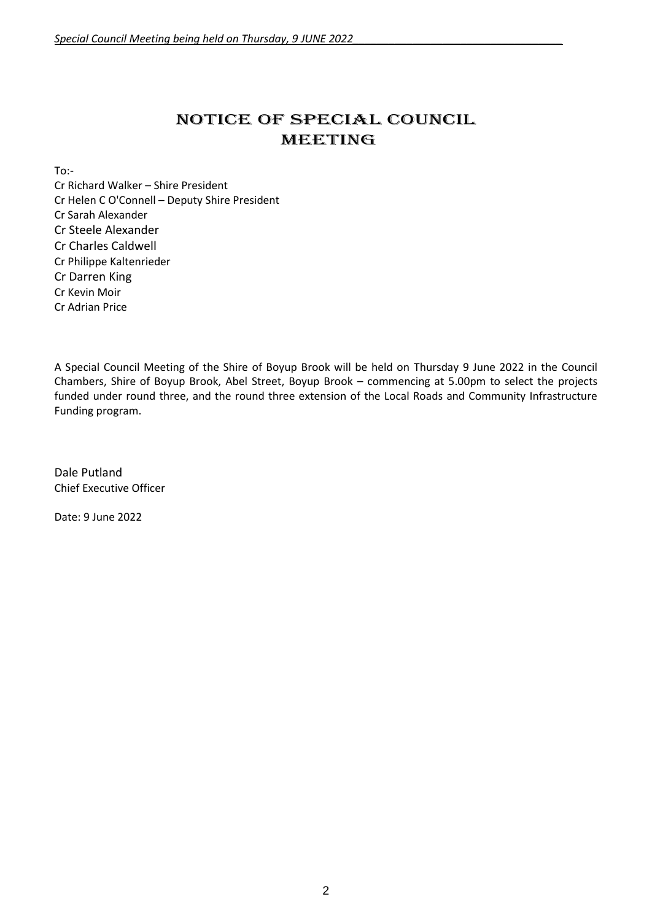# NOTICE OF SPECIAL COUNCIL MEETING

To:-

Cr Richard Walker – Shire President
Cr Helen C O'Connell – Deputy Shire President
Cr Sarah Alexander
Cr Steele Alexander
Cr Charles Caldwell
Cr Philippe Kaltenrieder
Cr Darren King
Cr Kevin Moir
Cr Adrian Price

A Special Council Meeting of the Shire of Boyup Brook will be held on Thursday 9 June 2022 in the Council Chambers, Shire of Boyup Brook, Abel Street, Boyup Brook – commencing at 5.00pm to select the projects funded under round three, and the round three extension of the Local Roads and Community Infrastructure Funding program.

Dale Putland
Chief Executive Officer

Date: 9 June 2022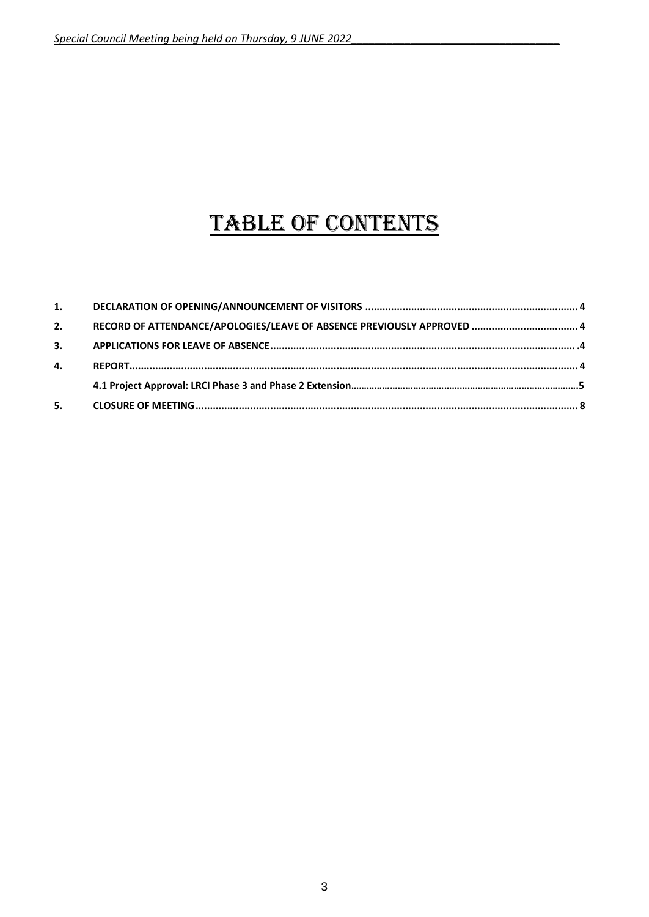# TABLE OF CONTENTS

| | | |
|---|---|---|
| **1.** | **DECLARATION OF OPENING/ANNOUNCEMENT OF VISITORS** | **4** |
| **2.** | **RECORD OF ATTENDANCE/APOLOGIES/LEAVE OF ABSENCE PREVIOUSLY APPROVED** | **4** |
| **3.** | **APPLICATIONS FOR LEAVE OF ABSENCE** | **.4** |
| **4.** | **REPORT** | **4** |
| | **4.1 Project Approval: LRCI Phase 3 and Phase 2 Extension** | **5** |
| **5.** | **CLOSURE OF MEETING** | **8** |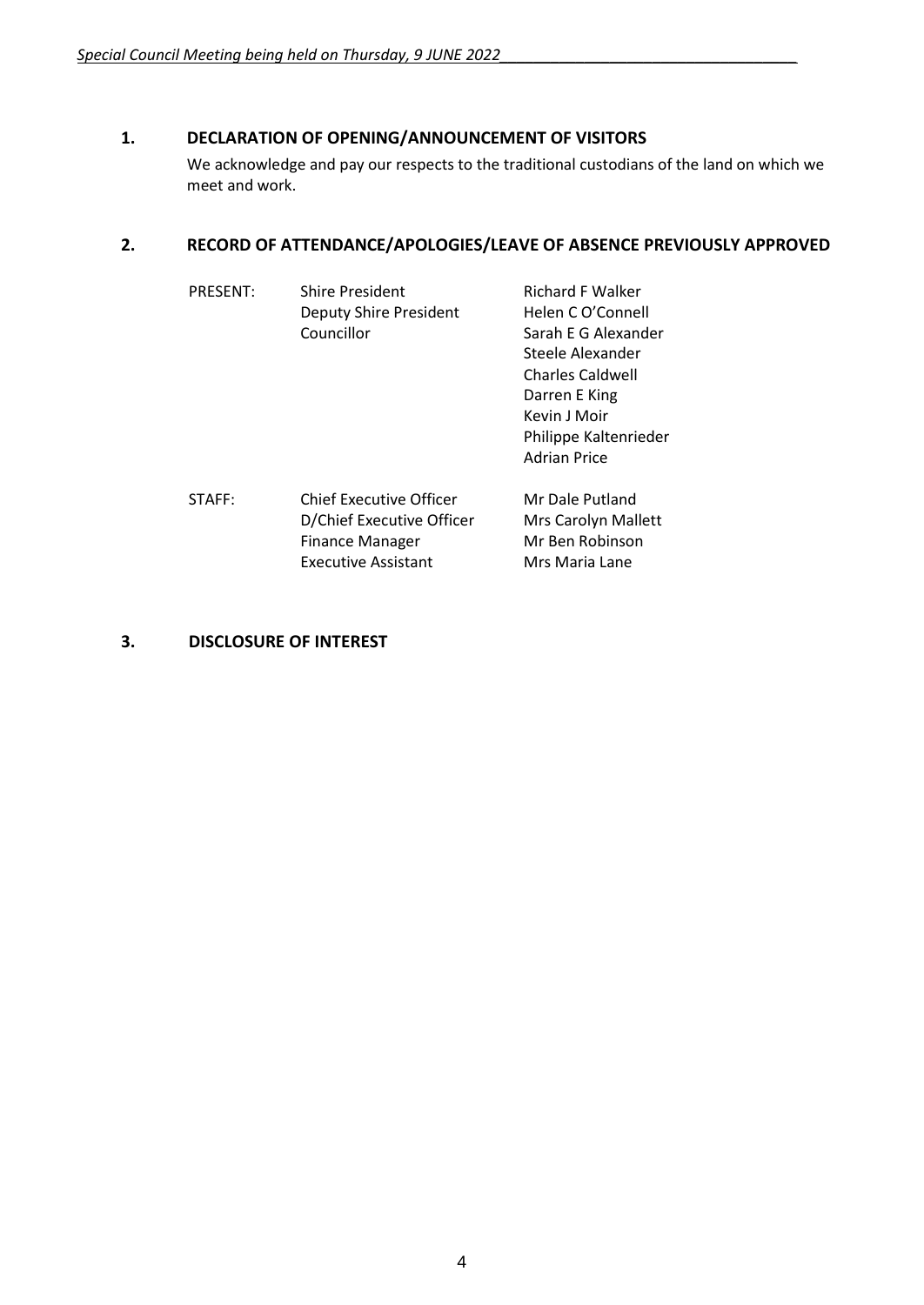## 1. DECLARATION OF OPENING/ANNOUNCEMENT OF VISITORS

We acknowledge and pay our respects to the traditional custodians of the land on which we meet and work.

## 2. RECORD OF ATTENDANCE/APOLOGIES/LEAVE OF ABSENCE PREVIOUSLY APPROVED

| | | |
|---|---|---|
| PRESENT: | Shire President | Richard F Walker |
| | Deputy Shire President | Helen C O'Connell |
| | Councillor | Sarah E G Alexander |
| | | Steele Alexander |
| | | Charles Caldwell |
| | | Darren E King |
| | | Kevin J Moir |
| | | Philippe Kaltenrieder |
| | | Adrian Price |
| STAFF: | Chief Executive Officer | Mr Dale Putland |
| | D/Chief Executive Officer | Mrs Carolyn Mallett |
| | Finance Manager | Mr Ben Robinson |
| | Executive Assistant | Mrs Maria Lane |

## 3. DISCLOSURE OF INTEREST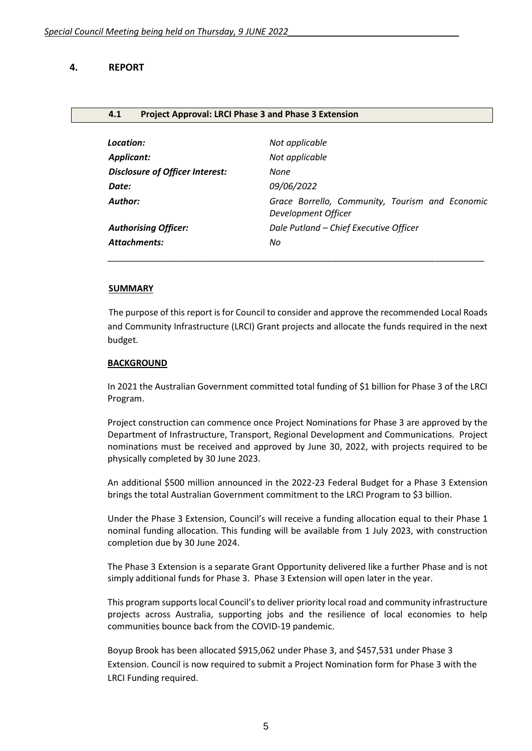## 4. REPORT

### 4.1 Project Approval: LRCI Phase 3 and Phase 3 Extension

| | |
|---|---|
| ***Location:*** | *Not applicable* |
| ***Applicant:*** | *Not applicable* |
| ***Disclosure of Officer Interest:*** | *None* |
| ***Date:*** | *09/06/2022* |
| ***Author:*** | *Grace Borrello, Community, Tourism and Economic Development Officer* |
| ***Authorising Officer:*** | *Dale Putland – Chief Executive Officer* |
| ***Attachments:*** | *No* |

**SUMMARY**

The purpose of this report is for Council to consider and approve the recommended Local Roads and Community Infrastructure (LRCI) Grant projects and allocate the funds required in the next budget.

**BACKGROUND**

In 2021 the Australian Government committed total funding of $1 billion for Phase 3 of the LRCI Program.

Project construction can commence once Project Nominations for Phase 3 are approved by the Department of Infrastructure, Transport, Regional Development and Communications. Project nominations must be received and approved by June 30, 2022, with projects required to be physically completed by 30 June 2023.

An additional $500 million announced in the 2022-23 Federal Budget for a Phase 3 Extension brings the total Australian Government commitment to the LRCI Program to $3 billion.

Under the Phase 3 Extension, Council's will receive a funding allocation equal to their Phase 1 nominal funding allocation. This funding will be available from 1 July 2023, with construction completion due by 30 June 2024.

The Phase 3 Extension is a separate Grant Opportunity delivered like a further Phase and is not simply additional funds for Phase 3. Phase 3 Extension will open later in the year.

This program supports local Council's to deliver priority local road and community infrastructure projects across Australia, supporting jobs and the resilience of local economies to help communities bounce back from the COVID-19 pandemic.

Boyup Brook has been allocated $915,062 under Phase 3, and $457,531 under Phase 3 Extension. Council is now required to submit a Project Nomination form for Phase 3 with the LRCI Funding required.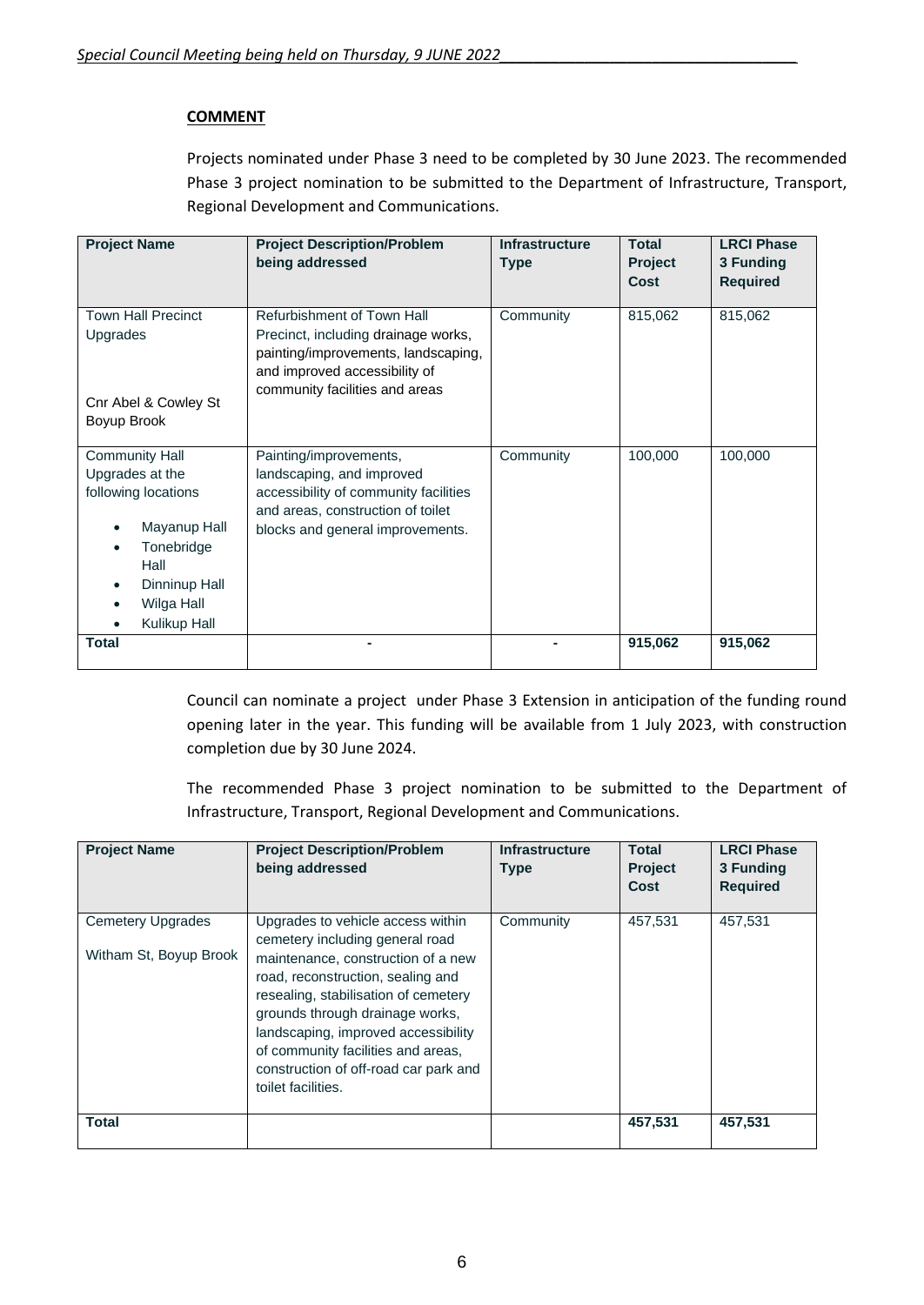**COMMENT**

Projects nominated under Phase 3 need to be completed by 30 June 2023. The recommended Phase 3 project nomination to be submitted to the Department of Infrastructure, Transport, Regional Development and Communications.

| Project Name | Project Description/Problem being addressed | Infrastructure Type | Total Project Cost | LRCI Phase 3 Funding Required |
|---|---|---|---|---|
| Town Hall Precinct Upgrades<br><br>Cnr Abel & Cowley St Boyup Brook | Refurbishment of Town Hall Precinct, including drainage works, painting/improvements, landscaping, and improved accessibility of community facilities and areas | Community | 815,062 | 815,062 |
| Community Hall Upgrades at the following locations<br>• Mayanup Hall<br>• Tonebridge Hall<br>• Dinninup Hall<br>• Wilga Hall<br>• Kulikup Hall | Painting/improvements, landscaping, and improved accessibility of community facilities and areas, construction of toilet blocks and general improvements. | Community | 100,000 | 100,000 |
| **Total** | - | - | **915,062** | **915,062** |

Council can nominate a project under Phase 3 Extension in anticipation of the funding round opening later in the year. This funding will be available from 1 July 2023, with construction completion due by 30 June 2024.

The recommended Phase 3 project nomination to be submitted to the Department of Infrastructure, Transport, Regional Development and Communications.

| Project Name | Project Description/Problem being addressed | Infrastructure Type | Total Project Cost | LRCI Phase 3 Funding Required |
|---|---|---|---|---|
| Cemetery Upgrades<br><br>Witham St, Boyup Brook | Upgrades to vehicle access within cemetery including general road maintenance, construction of a new road, reconstruction, sealing and resealing, stabilisation of cemetery grounds through drainage works, landscaping, improved accessibility of community facilities and areas, construction of off-road car park and toilet facilities. | Community | 457,531 | 457,531 |
| **Total** | | | **457,531** | **457,531** |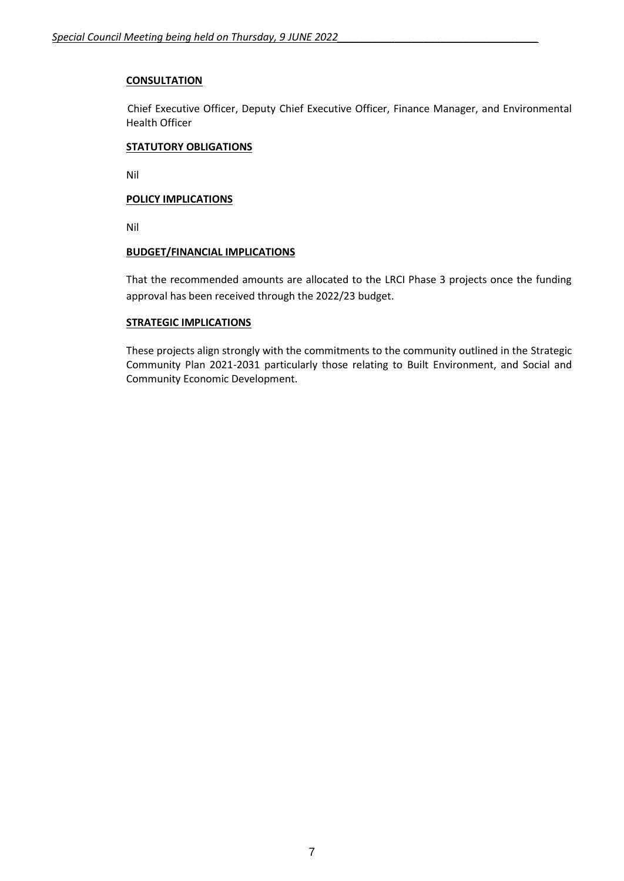**CONSULTATION**

Chief Executive Officer, Deputy Chief Executive Officer, Finance Manager, and Environmental Health Officer

**STATUTORY OBLIGATIONS**

Nil

**POLICY IMPLICATIONS**

Nil

**BUDGET/FINANCIAL IMPLICATIONS**

That the recommended amounts are allocated to the LRCI Phase 3 projects once the funding approval has been received through the 2022/23 budget.

**STRATEGIC IMPLICATIONS**

These projects align strongly with the commitments to the community outlined in the Strategic Community Plan 2021-2031 particularly those relating to Built Environment, and Social and Community Economic Development.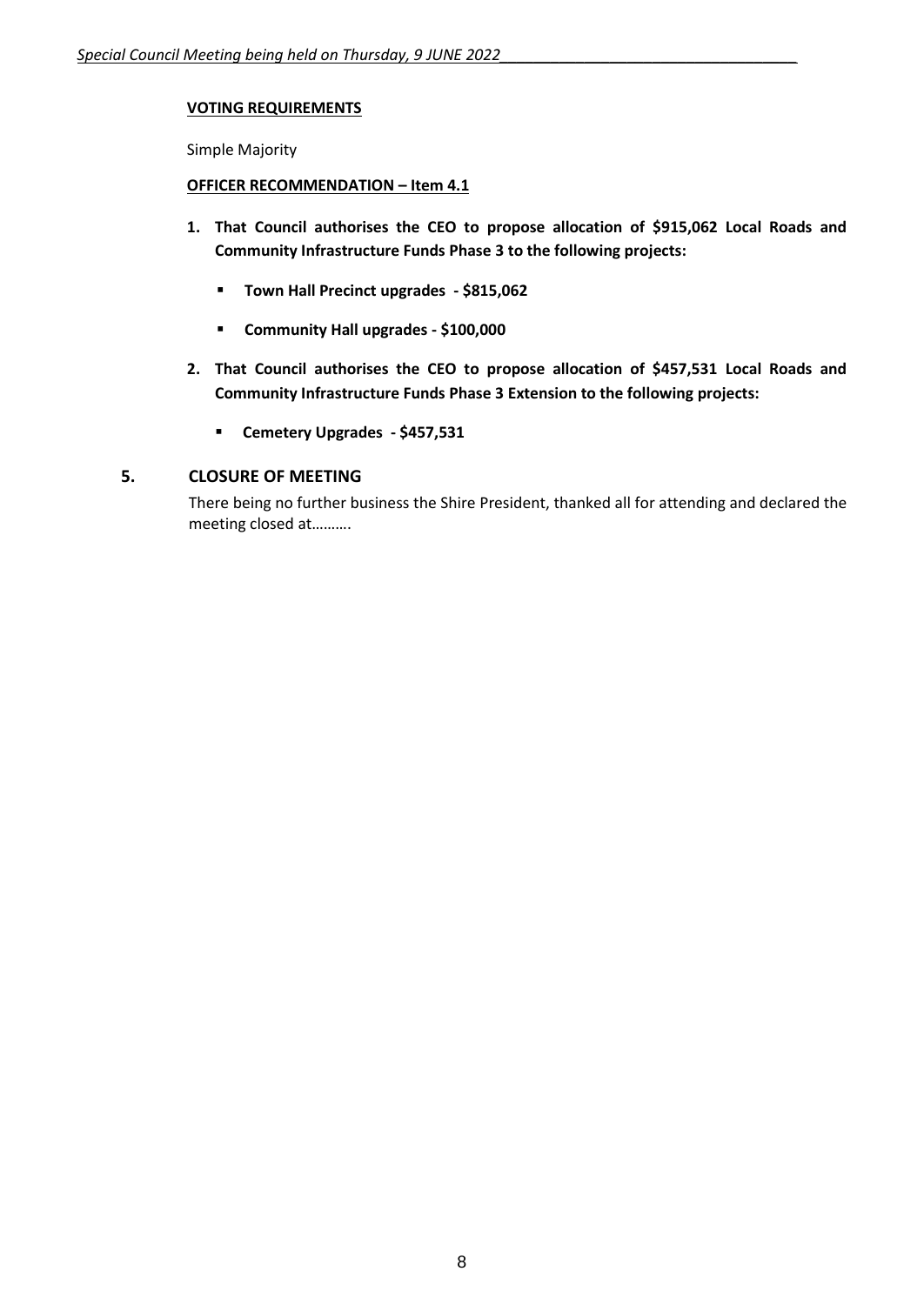**VOTING REQUIREMENTS**

Simple Majority

**OFFICER RECOMMENDATION – Item 4.1**

1. **That Council authorises the CEO to propose allocation of $915,062 Local Roads and Community Infrastructure Funds Phase 3 to the following projects:**
   - **Town Hall Precinct upgrades - $815,062**
   - **Community Hall upgrades - $100,000**
2. **That Council authorises the CEO to propose allocation of $457,531 Local Roads and Community Infrastructure Funds Phase 3 Extension to the following projects:**
   - **Cemetery Upgrades - $457,531**

## 5. CLOSURE OF MEETING

There being no further business the Shire President, thanked all for attending and declared the meeting closed at……….